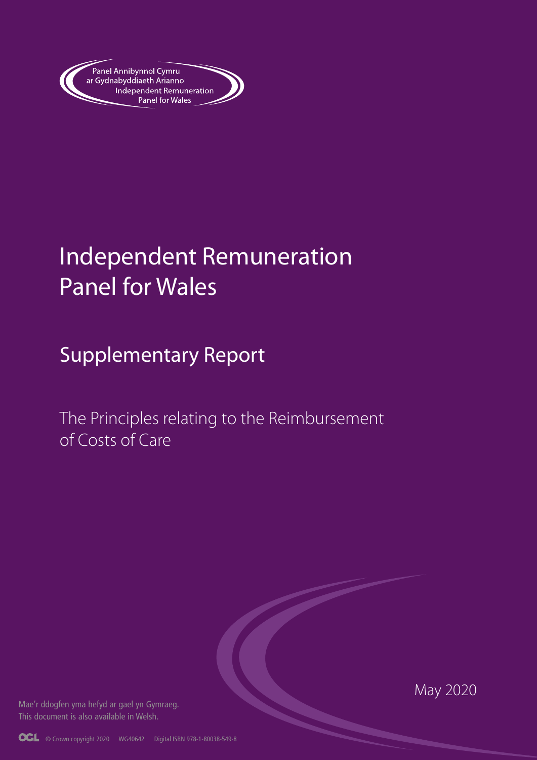Panel Annibynnol Cymru ar Gydnabyddiaeth Ariannol
Independent Remuneration Panel for Wales

# Independent Remuneration Panel for Wales

## Supplementary Report

### The Principles relating to the Reimbursement of Costs of Care

May 2020

Mae'r ddogfen yma hefyd ar gael yn Gymraeg.
This document is also available in Welsh.

© Crown copyright 2020 WG40642 Digital ISBN 978-1-80038-549-8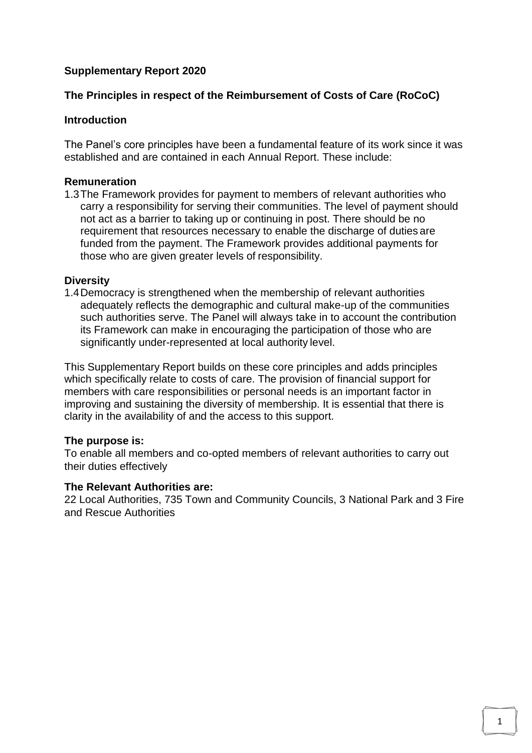**Supplementary Report 2020**

**The Principles in respect of the Reimbursement of Costs of Care (RoCoC)**

**Introduction**

The Panel's core principles have been a fundamental feature of its work since it was established and are contained in each Annual Report. These include:

**Remuneration**

1.3 The Framework provides for payment to members of relevant authorities who carry a responsibility for serving their communities. The level of payment should not act as a barrier to taking up or continuing in post. There should be no requirement that resources necessary to enable the discharge of duties are funded from the payment. The Framework provides additional payments for those who are given greater levels of responsibility.

**Diversity**

1.4 Democracy is strengthened when the membership of relevant authorities adequately reflects the demographic and cultural make-up of the communities such authorities serve. The Panel will always take in to account the contribution its Framework can make in encouraging the participation of those who are significantly under-represented at local authority level.

This Supplementary Report builds on these core principles and adds principles which specifically relate to costs of care. The provision of financial support for members with care responsibilities or personal needs is an important factor in improving and sustaining the diversity of membership. It is essential that there is clarity in the availability of and the access to this support.

**The purpose is:**

To enable all members and co-opted members of relevant authorities to carry out their duties effectively

**The Relevant Authorities are:**

22 Local Authorities, 735 Town and Community Councils, 3 National Park and 3 Fire and Rescue Authorities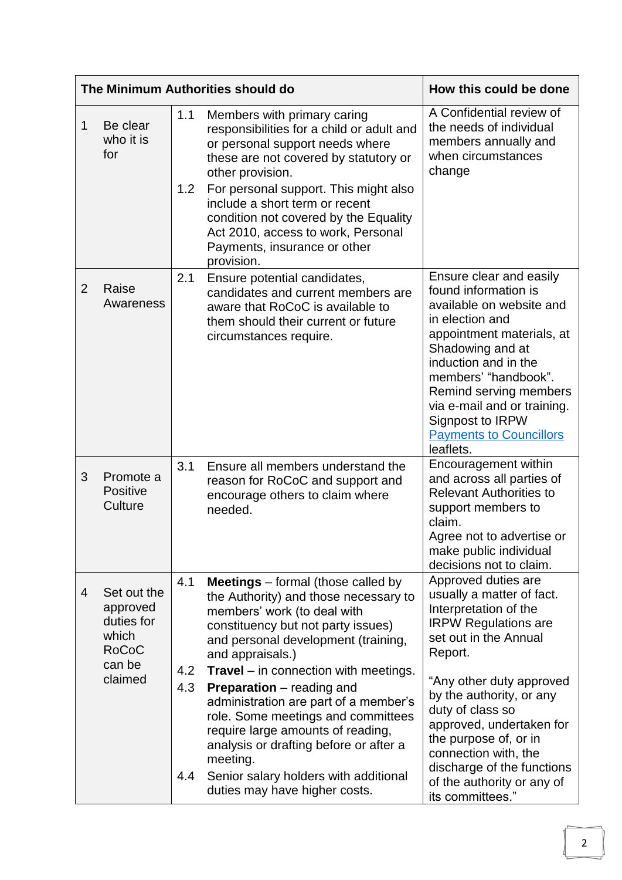| The Minimum Authorities should do | | How this could be done |
|---|---|---|
| 1 Be clear who it is for | 1.1 Members with primary caring responsibilities for a child or adult and or personal support needs where these are not covered by statutory or other provision.<br>1.2 For personal support. This might also include a short term or recent condition not covered by the Equality Act 2010, access to work, Personal Payments, insurance or other provision. | A Confidential review of the needs of individual members annually and when circumstances change |
| 2 Raise Awareness | 2.1 Ensure potential candidates, candidates and current members are aware that RoCoC is available to them should their current or future circumstances require. | Ensure clear and easily found information is available on website and in election and appointment materials, at Shadowing and at induction and in the members' "handbook". Remind serving members via e-mail and or training. Signpost to IRPW [Payments to Councillors]() leaflets. |
| 3 Promote a Positive Culture | 3.1 Ensure all members understand the reason for RoCoC and support and encourage others to claim where needed. | Encouragement within and across all parties of Relevant Authorities to support members to claim.<br>Agree not to advertise or make public individual decisions not to claim. |
| 4 Set out the approved duties for which RoCoC can be claimed | 4.1 **Meetings** – formal (those called by the Authority) and those necessary to members' work (to deal with constituency but not party issues) and personal development (training, and appraisals.)<br>4.2 **Travel** – in connection with meetings.<br>4.3 **Preparation** – reading and administration are part of a member's role. Some meetings and committees require large amounts of reading, analysis or drafting before or after a meeting.<br>4.4 Senior salary holders with additional duties may have higher costs. | Approved duties are usually a matter of fact. Interpretation of the IRPW Regulations are set out in the Annual Report.<br><br>"Any other duty approved by the authority, or any duty of class so approved, undertaken for the purpose of, or in connection with, the discharge of the functions of the authority or any of its committees." |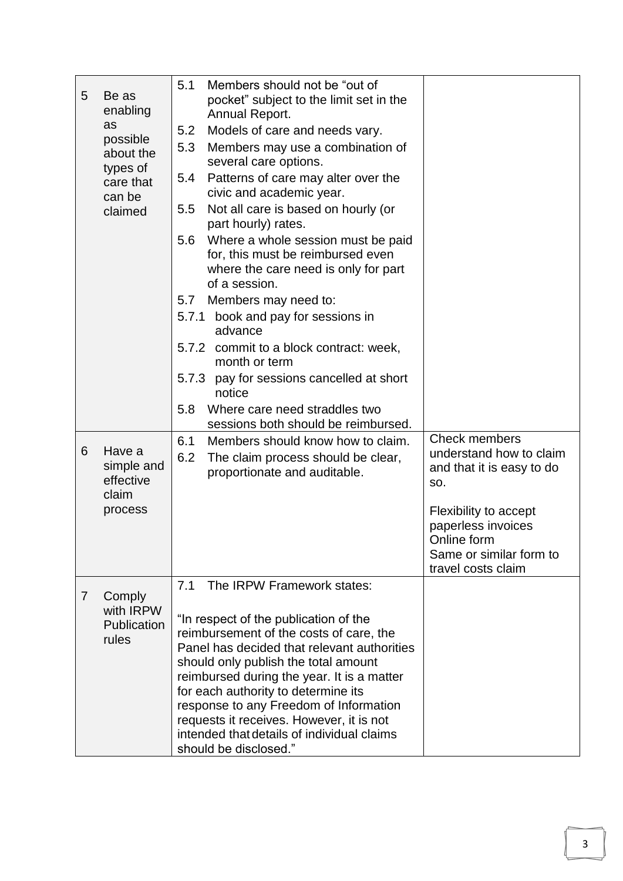| | | |
|---|---|---|
| 5 Be as enabling as possible about the types of care that can be claimed | 5.1 Members should not be "out of pocket" subject to the limit set in the Annual Report.<br>5.2 Models of care and needs vary.<br>5.3 Members may use a combination of several care options.<br>5.4 Patterns of care may alter over the civic and academic year.<br>5.5 Not all care is based on hourly (or part hourly) rates.<br>5.6 Where a whole session must be paid for, this must be reimbursed even where the care need is only for part of a session.<br>5.7 Members may need to:<br>5.7.1 book and pay for sessions in advance<br>5.7.2 commit to a block contract: week, month or term<br>5.7.3 pay for sessions cancelled at short notice<br>5.8 Where care need straddles two sessions both should be reimbursed. | |
| 6 Have a simple and effective claim process | 6.1 Members should know how to claim.<br>6.2 The claim process should be clear, proportionate and auditable. | Check members understand how to claim and that it is easy to do so.<br><br>Flexibility to accept paperless invoices<br>Online form<br>Same or similar form to travel costs claim |
| 7 Comply with IRPW Publication rules | 7.1 The IRPW Framework states:<br><br>"In respect of the publication of the reimbursement of the costs of care, the Panel has decided that relevant authorities should only publish the total amount reimbursed during the year. It is a matter for each authority to determine its response to any Freedom of Information requests it receives. However, it is not intended that details of individual claims should be disclosed." | |